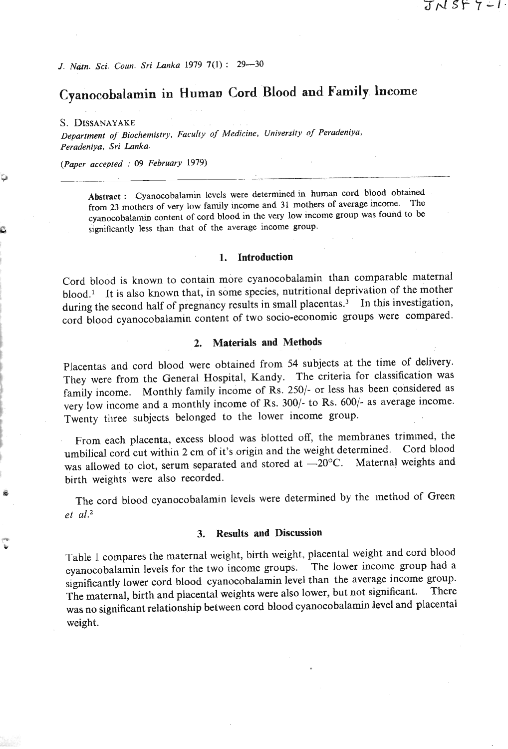# Cyanocobalamin in Human Cord Blood and Family Income

S. DISSANAYAKE

*Department of Biochemistry, Faculty of Medicine, University of Peradeniya, Peradeniya, Sri Lanka.*

(*Paper accepted* : 09 *February* 1979)

**Abstract :** Cyanocobalamin levels were determined in human cord blood obtained from 23 mothers of very low family income and 31 mothers of average income. The cyanocobalamin content of cord blood in the very low income group was found to be significantly less than that of the average income group.

## 1. Introduction

Cord blood is known to contain more cyanocobalamin than comparable maternal blood.[1] It is also known that, in some species, nutritional deprivation of the mother during the second half of pregnancy results in small placentas.[3] In this investigation, cord blood cyanocobalamin content of two socio-economic groups were compared.

## 2. Materials and Methods

Placentas and cord blood were obtained from 54 subjects at the time of delivery. They were from the General Hospital, Kandy. The criteria for classification was family income. Monthly family income of Rs. 250/- or less has been considered as very low income and a monthly income of Rs. 300/- to Rs. 600/- as average income. Twenty three subjects belonged to the lower income group.

From each placenta, excess blood was blotted off, the membranes trimmed, the umbilical cord cut within 2 cm of it's origin and the weight determined. Cord blood was allowed to clot, serum separated and stored at —20°C. Maternal weights and birth weights were also recorded.

The cord blood cyanocobalamin levels were determined by the method of Green *et al.*[2]

## 3. Results and Discussion

Table 1 compares the maternal weight, birth weight, placental weight and cord blood cyanocobalamin levels for the two income groups. The lower income group had a significantly lower cord blood cyanocobalamin level than the average income group. The maternal, birth and placental weights were also lower, but not significant. There was no significant relationship between cord blood cyanocobalamin level and placental weight.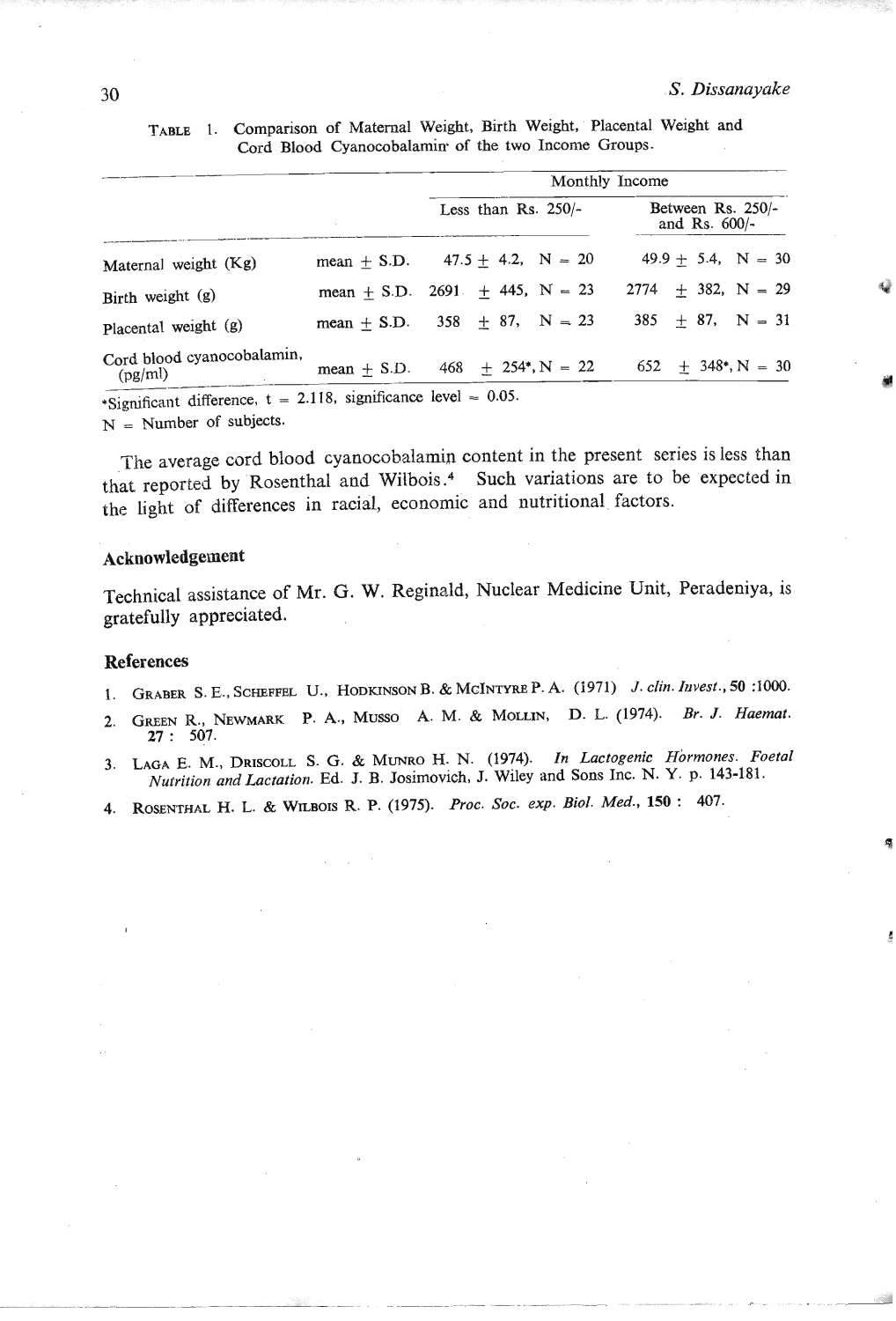TABLE 1. Comparison of Maternal Weight, Birth Weight, Placental Weight and Cord Blood Cyanocobalamin of the two Income Groups.

| | | Monthly Income | |
|---|---|---|---|
| | | Less than Rs. 250/- | Between Rs. 250/- and Rs. 600/- |
| Maternal weight (Kg) | mean ± S.D. | 47.5 ± 4.2, N = 20 | 49.9 ± 5.4, N = 30 |
| Birth weight (g) | mean ± S.D. | 2691 ± 445, N = 23 | 2774 ± 382, N = 29 |
| Placental weight (g) | mean ± S.D. | 358 ± 87, N = 23 | 385 ± 87, N = 31 |
| Cord blood cyanocobalamin, (pg/ml) | mean ± S.D. | 468 ± 254*, N = 22 | 652 ± 348*, N = 30 |

*Significant difference, t = 2.118, significance level = 0.05.
N = Number of subjects.

The average cord blood cyanocobalamin content in the present series is less than that reported by Rosenthal and Wilbois.[4] Such variations are to be expected in the light of differences in racial, economic and nutritional factors.

## Acknowledgement

Technical assistance of Mr. G. W. Reginald, Nuclear Medicine Unit, Peradeniya, is gratefully appreciated.

## References

1. GRABER S. E., SCHEFFEL U., HODKINSON B. & MCINTYRE P. A. (1971) *J. clin. Invest.*, **50** :1000.
2. GREEN R., NEWMARK P. A., MUSSO A. M. & MOLLIN, D. L. (1974). *Br. J. Haemat.* **27** : 507.
3. LAGA E. M., DRISCOLL S. G. & MUNRO H. N. (1974). *In Lactogenic Hormones. Foetal Nutrition and Lactation*. Ed. J. B. Josimovich, J. Wiley and Sons Inc. N. Y. p. 143-181.
4. ROSENTHAL H. L. & WILBOIS R. P. (1975). *Proc. Soc. exp. Biol. Med.*, **150** : 407.